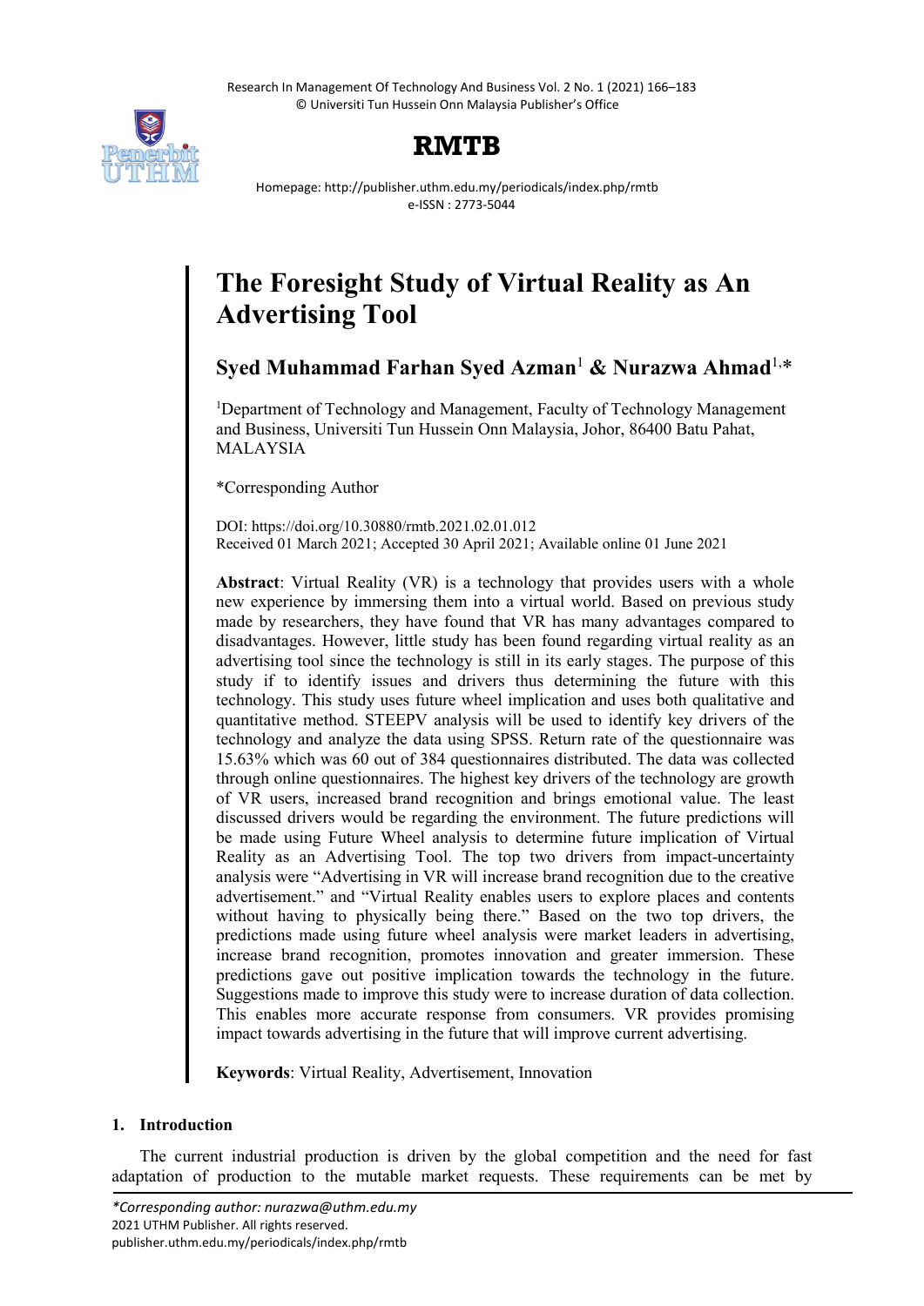# The Foresight Study of Virtual Reality as An Advertising Tool

**Syed Muhammad Farhan Syed Azman[1] & Nurazwa Ahmad[1,*]**

[1]Department of Technology and Management, Faculty of Technology Management and Business, Universiti Tun Hussein Onn Malaysia, Johor, 86400 Batu Pahat, MALAYSIA

*Corresponding Author

DOI: https://doi.org/10.30880/rmtb.2021.02.01.012
Received 01 March 2021; Accepted 30 April 2021; Available online 01 June 2021

**Abstract**: Virtual Reality (VR) is a technology that provides users with a whole new experience by immersing them into a virtual world. Based on previous study made by researchers, they have found that VR has many advantages compared to disadvantages. However, little study has been found regarding virtual reality as an advertising tool since the technology is still in its early stages. The purpose of this study if to identify issues and drivers thus determining the future with this technology. This study uses future wheel implication and uses both qualitative and quantitative method. STEEPV analysis will be used to identify key drivers of the technology and analyze the data using SPSS. Return rate of the questionnaire was 15.63% which was 60 out of 384 questionnaires distributed. The data was collected through online questionnaires. The highest key drivers of the technology are growth of VR users, increased brand recognition and brings emotional value. The least discussed drivers would be regarding the environment. The future predictions will be made using Future Wheel analysis to determine future implication of Virtual Reality as an Advertising Tool. The top two drivers from impact-uncertainty analysis were "Advertising in VR will increase brand recognition due to the creative advertisement." and "Virtual Reality enables users to explore places and contents without having to physically being there." Based on the two top drivers, the predictions made using future wheel analysis were market leaders in advertising, increase brand recognition, promotes innovation and greater immersion. These predictions gave out positive implication towards the technology in the future. Suggestions made to improve this study were to increase duration of data collection. This enables more accurate response from consumers. VR provides promising impact towards advertising in the future that will improve current advertising.

**Keywords**: Virtual Reality, Advertisement, Innovation

## 1. Introduction

The current industrial production is driven by the global competition and the need for fast adaptation of production to the mutable market requests. These requirements can be met by

*Corresponding author: nurazwa@uthm.edu.my
2021 UTHM Publisher. All rights reserved.
publisher.uthm.edu.my/periodicals/index.php/rmtb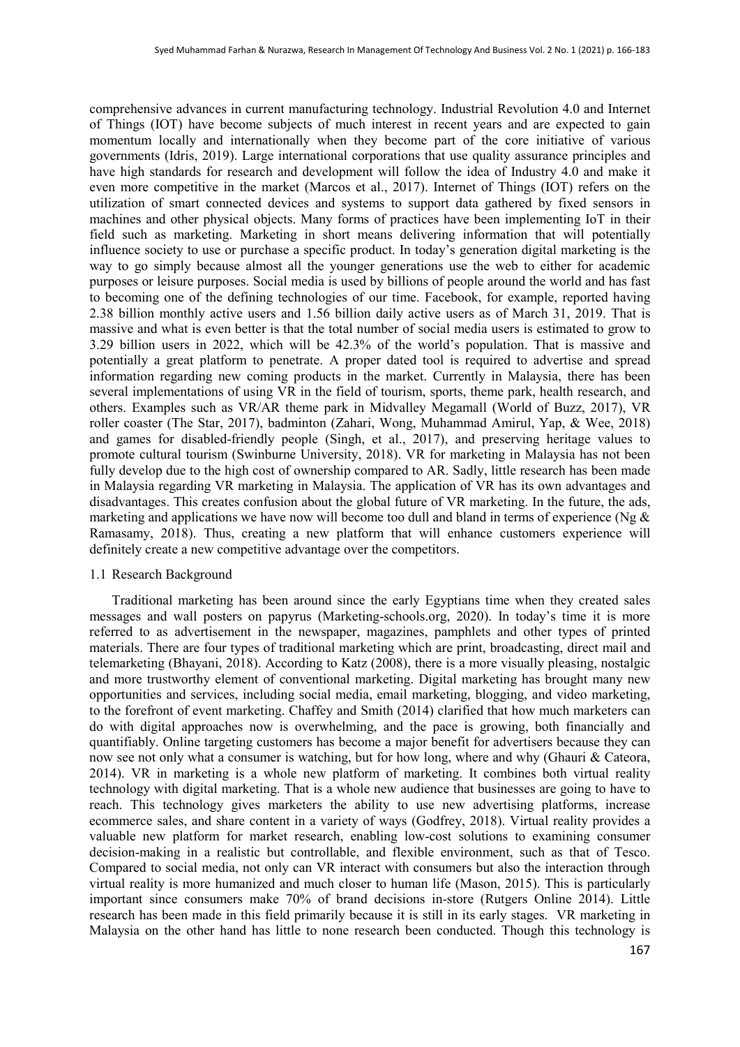comprehensive advances in current manufacturing technology. Industrial Revolution 4.0 and Internet of Things (IOT) have become subjects of much interest in recent years and are expected to gain momentum locally and internationally when they become part of the core initiative of various governments (Idris, 2019). Large international corporations that use quality assurance principles and have high standards for research and development will follow the idea of Industry 4.0 and make it even more competitive in the market (Marcos et al., 2017). Internet of Things (IOT) refers on the utilization of smart connected devices and systems to support data gathered by fixed sensors in machines and other physical objects. Many forms of practices have been implementing IoT in their field such as marketing. Marketing in short means delivering information that will potentially influence society to use or purchase a specific product. In today's generation digital marketing is the way to go simply because almost all the younger generations use the web to either for academic purposes or leisure purposes. Social media is used by billions of people around the world and has fast to becoming one of the defining technologies of our time. Facebook, for example, reported having 2.38 billion monthly active users and 1.56 billion daily active users as of March 31, 2019. That is massive and what is even better is that the total number of social media users is estimated to grow to 3.29 billion users in 2022, which will be 42.3% of the world's population. That is massive and potentially a great platform to penetrate. A proper dated tool is required to advertise and spread information regarding new coming products in the market. Currently in Malaysia, there has been several implementations of using VR in the field of tourism, sports, theme park, health research, and others. Examples such as VR/AR theme park in Midvalley Megamall (World of Buzz, 2017), VR roller coaster (The Star, 2017), badminton (Zahari, Wong, Muhammad Amirul, Yap, & Wee, 2018) and games for disabled-friendly people (Singh, et al., 2017), and preserving heritage values to promote cultural tourism (Swinburne University, 2018). VR for marketing in Malaysia has not been fully develop due to the high cost of ownership compared to AR. Sadly, little research has been made in Malaysia regarding VR marketing in Malaysia. The application of VR has its own advantages and disadvantages. This creates confusion about the global future of VR marketing. In the future, the ads, marketing and applications we have now will become too dull and bland in terms of experience (Ng & Ramasamy, 2018). Thus, creating a new platform that will enhance customers experience will definitely create a new competitive advantage over the competitors.

### 1.1 Research Background

Traditional marketing has been around since the early Egyptians time when they created sales messages and wall posters on papyrus (Marketing-schools.org, 2020). In today's time it is more referred to as advertisement in the newspaper, magazines, pamphlets and other types of printed materials. There are four types of traditional marketing which are print, broadcasting, direct mail and telemarketing (Bhayani, 2018). According to Katz (2008), there is a more visually pleasing, nostalgic and more trustworthy element of conventional marketing. Digital marketing has brought many new opportunities and services, including social media, email marketing, blogging, and video marketing, to the forefront of event marketing. Chaffey and Smith (2014) clarified that how much marketers can do with digital approaches now is overwhelming, and the pace is growing, both financially and quantifiably. Online targeting customers has become a major benefit for advertisers because they can now see not only what a consumer is watching, but for how long, where and why (Ghauri & Cateora, 2014). VR in marketing is a whole new platform of marketing. It combines both virtual reality technology with digital marketing. That is a whole new audience that businesses are going to have to reach. This technology gives marketers the ability to use new advertising platforms, increase ecommerce sales, and share content in a variety of ways (Godfrey, 2018). Virtual reality provides a valuable new platform for market research, enabling low-cost solutions to examining consumer decision-making in a realistic but controllable, and flexible environment, such as that of Tesco. Compared to social media, not only can VR interact with consumers but also the interaction through virtual reality is more humanized and much closer to human life (Mason, 2015). This is particularly important since consumers make 70% of brand decisions in-store (Rutgers Online 2014). Little research has been made in this field primarily because it is still in its early stages. VR marketing in Malaysia on the other hand has little to none research been conducted. Though this technology is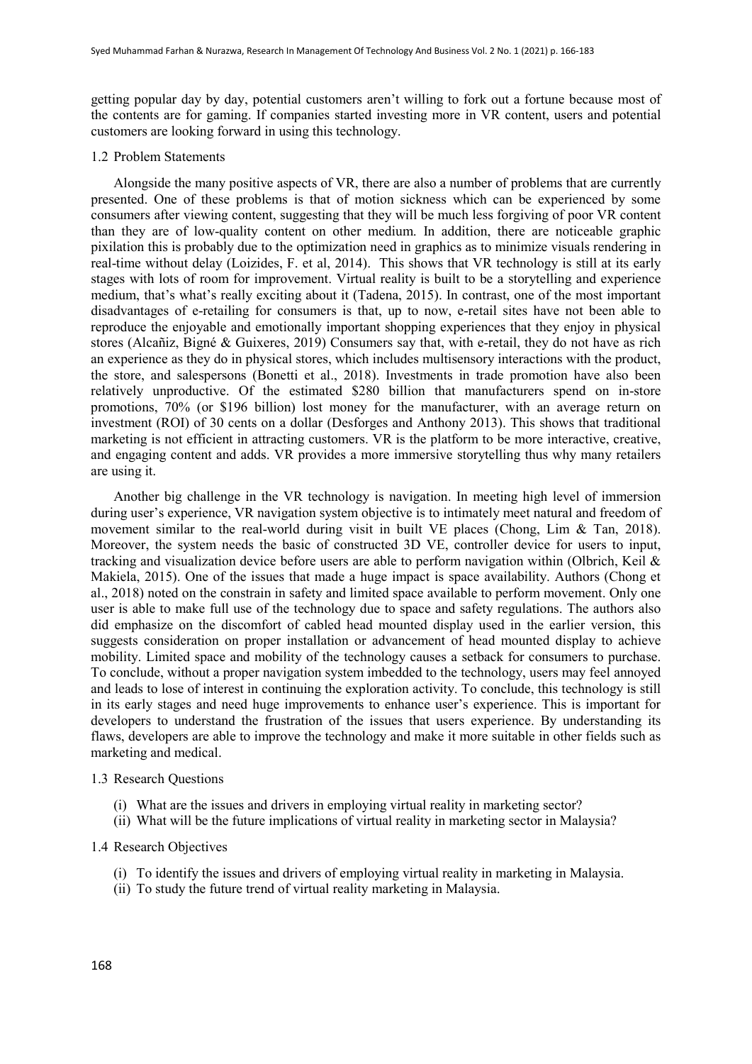getting popular day by day, potential customers aren't willing to fork out a fortune because most of the contents are for gaming. If companies started investing more in VR content, users and potential customers are looking forward in using this technology.

### 1.2 Problem Statements

Alongside the many positive aspects of VR, there are also a number of problems that are currently presented. One of these problems is that of motion sickness which can be experienced by some consumers after viewing content, suggesting that they will be much less forgiving of poor VR content than they are of low-quality content on other medium. In addition, there are noticeable graphic pixilation this is probably due to the optimization need in graphics as to minimize visuals rendering in real-time without delay (Loizides, F. et al, 2014). This shows that VR technology is still at its early stages with lots of room for improvement. Virtual reality is built to be a storytelling and experience medium, that's what's really exciting about it (Tadena, 2015). In contrast, one of the most important disadvantages of e-retailing for consumers is that, up to now, e-retail sites have not been able to reproduce the enjoyable and emotionally important shopping experiences that they enjoy in physical stores (Alcañiz, Bigné & Guixeres, 2019) Consumers say that, with e-retail, they do not have as rich an experience as they do in physical stores, which includes multisensory interactions with the product, the store, and salespersons (Bonetti et al., 2018). Investments in trade promotion have also been relatively unproductive. Of the estimated \$280 billion that manufacturers spend on in-store promotions, 70% (or \$196 billion) lost money for the manufacturer, with an average return on investment (ROI) of 30 cents on a dollar (Desforges and Anthony 2013). This shows that traditional marketing is not efficient in attracting customers. VR is the platform to be more interactive, creative, and engaging content and adds. VR provides a more immersive storytelling thus why many retailers are using it.

Another big challenge in the VR technology is navigation. In meeting high level of immersion during user's experience, VR navigation system objective is to intimately meet natural and freedom of movement similar to the real-world during visit in built VE places (Chong, Lim & Tan, 2018). Moreover, the system needs the basic of constructed 3D VE, controller device for users to input, tracking and visualization device before users are able to perform navigation within (Olbrich, Keil & Makiela, 2015). One of the issues that made a huge impact is space availability. Authors (Chong et al., 2018) noted on the constrain in safety and limited space available to perform movement. Only one user is able to make full use of the technology due to space and safety regulations. The authors also did emphasize on the discomfort of cabled head mounted display used in the earlier version, this suggests consideration on proper installation or advancement of head mounted display to achieve mobility. Limited space and mobility of the technology causes a setback for consumers to purchase. To conclude, without a proper navigation system imbedded to the technology, users may feel annoyed and leads to lose of interest in continuing the exploration activity. To conclude, this technology is still in its early stages and need huge improvements to enhance user's experience. This is important for developers to understand the frustration of the issues that users experience. By understanding its flaws, developers are able to improve the technology and make it more suitable in other fields such as marketing and medical.

### 1.3 Research Questions

(i) What are the issues and drivers in employing virtual reality in marketing sector?
(ii) What will be the future implications of virtual reality in marketing sector in Malaysia?

### 1.4 Research Objectives

(i) To identify the issues and drivers of employing virtual reality in marketing in Malaysia.
(ii) To study the future trend of virtual reality marketing in Malaysia.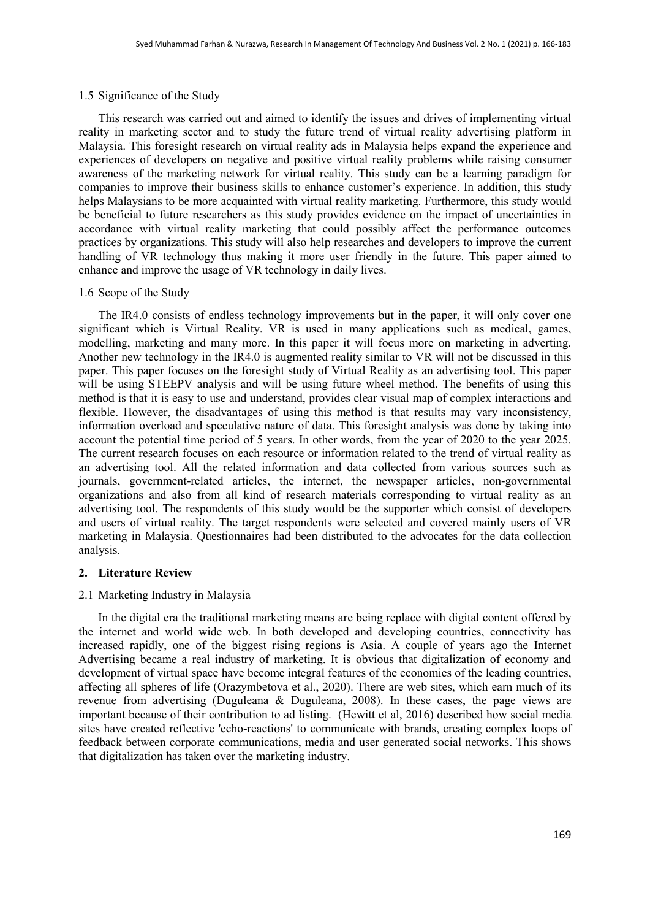### 1.5 Significance of the Study

This research was carried out and aimed to identify the issues and drives of implementing virtual reality in marketing sector and to study the future trend of virtual reality advertising platform in Malaysia. This foresight research on virtual reality ads in Malaysia helps expand the experience and experiences of developers on negative and positive virtual reality problems while raising consumer awareness of the marketing network for virtual reality. This study can be a learning paradigm for companies to improve their business skills to enhance customer's experience. In addition, this study helps Malaysians to be more acquainted with virtual reality marketing. Furthermore, this study would be beneficial to future researchers as this study provides evidence on the impact of uncertainties in accordance with virtual reality marketing that could possibly affect the performance outcomes practices by organizations. This study will also help researches and developers to improve the current handling of VR technology thus making it more user friendly in the future. This paper aimed to enhance and improve the usage of VR technology in daily lives.

### 1.6 Scope of the Study

The IR4.0 consists of endless technology improvements but in the paper, it will only cover one significant which is Virtual Reality. VR is used in many applications such as medical, games, modelling, marketing and many more. In this paper it will focus more on marketing in adverting. Another new technology in the IR4.0 is augmented reality similar to VR will not be discussed in this paper. This paper focuses on the foresight study of Virtual Reality as an advertising tool. This paper will be using STEEPV analysis and will be using future wheel method. The benefits of using this method is that it is easy to use and understand, provides clear visual map of complex interactions and flexible. However, the disadvantages of using this method is that results may vary inconsistency, information overload and speculative nature of data. This foresight analysis was done by taking into account the potential time period of 5 years. In other words, from the year of 2020 to the year 2025. The current research focuses on each resource or information related to the trend of virtual reality as an advertising tool. All the related information and data collected from various sources such as journals, government-related articles, the internet, the newspaper articles, non-governmental organizations and also from all kind of research materials corresponding to virtual reality as an advertising tool. The respondents of this study would be the supporter which consist of developers and users of virtual reality. The target respondents were selected and covered mainly users of VR marketing in Malaysia. Questionnaires had been distributed to the advocates for the data collection analysis.

## 2. Literature Review

### 2.1 Marketing Industry in Malaysia

In the digital era the traditional marketing means are being replace with digital content offered by the internet and world wide web. In both developed and developing countries, connectivity has increased rapidly, one of the biggest rising regions is Asia. A couple of years ago the Internet Advertising became a real industry of marketing. It is obvious that digitalization of economy and development of virtual space have become integral features of the economies of the leading countries, affecting all spheres of life (Orazymbetova et al., 2020). There are web sites, which earn much of its revenue from advertising (Duguleana & Duguleana, 2008). In these cases, the page views are important because of their contribution to ad listing. (Hewitt et al, 2016) described how social media sites have created reflective 'echo-reactions' to communicate with brands, creating complex loops of feedback between corporate communications, media and user generated social networks. This shows that digitalization has taken over the marketing industry.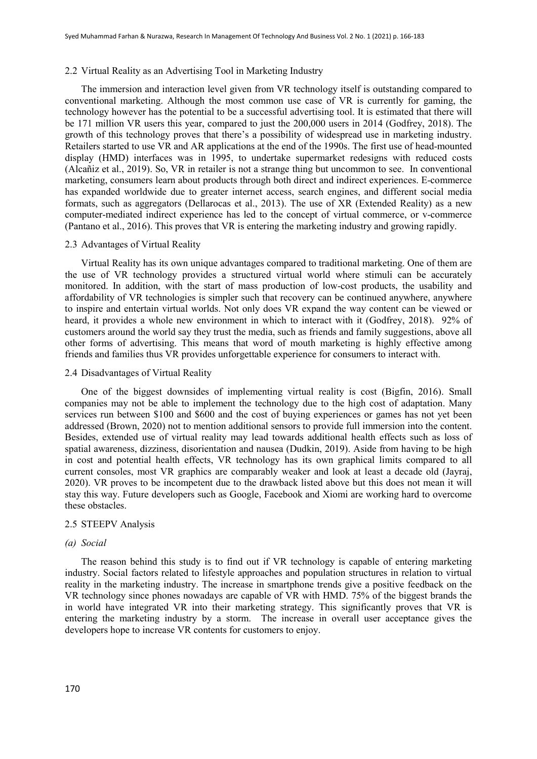### 2.2 Virtual Reality as an Advertising Tool in Marketing Industry

The immersion and interaction level given from VR technology itself is outstanding compared to conventional marketing. Although the most common use case of VR is currently for gaming, the technology however has the potential to be a successful advertising tool. It is estimated that there will be 171 million VR users this year, compared to just the 200,000 users in 2014 (Godfrey, 2018). The growth of this technology proves that there's a possibility of widespread use in marketing industry. Retailers started to use VR and AR applications at the end of the 1990s. The first use of head-mounted display (HMD) interfaces was in 1995, to undertake supermarket redesigns with reduced costs (Alcañiz et al., 2019). So, VR in retailer is not a strange thing but uncommon to see. In conventional marketing, consumers learn about products through both direct and indirect experiences. E-commerce has expanded worldwide due to greater internet access, search engines, and different social media formats, such as aggregators (Dellarocas et al., 2013). The use of XR (Extended Reality) as a new computer-mediated indirect experience has led to the concept of virtual commerce, or v-commerce (Pantano et al., 2016). This proves that VR is entering the marketing industry and growing rapidly.

### 2.3 Advantages of Virtual Reality

Virtual Reality has its own unique advantages compared to traditional marketing. One of them are the use of VR technology provides a structured virtual world where stimuli can be accurately monitored. In addition, with the start of mass production of low-cost products, the usability and affordability of VR technologies is simpler such that recovery can be continued anywhere, anywhere to inspire and entertain virtual worlds. Not only does VR expand the way content can be viewed or heard, it provides a whole new environment in which to interact with it (Godfrey, 2018). 92% of customers around the world say they trust the media, such as friends and family suggestions, above all other forms of advertising. This means that word of mouth marketing is highly effective among friends and families thus VR provides unforgettable experience for consumers to interact with.

### 2.4 Disadvantages of Virtual Reality

One of the biggest downsides of implementing virtual reality is cost (Bigfin, 2016). Small companies may not be able to implement the technology due to the high cost of adaptation. Many services run between \$100 and \$600 and the cost of buying experiences or games has not yet been addressed (Brown, 2020) not to mention additional sensors to provide full immersion into the content. Besides, extended use of virtual reality may lead towards additional health effects such as loss of spatial awareness, dizziness, disorientation and nausea (Dudkin, 2019). Aside from having to be high in cost and potential health effects, VR technology has its own graphical limits compared to all current consoles, most VR graphics are comparably weaker and look at least a decade old (Jayraj, 2020). VR proves to be incompetent due to the drawback listed above but this does not mean it will stay this way. Future developers such as Google, Facebook and Xiomi are working hard to overcome these obstacles.

### 2.5 STEEPV Analysis

*(a) Social*

The reason behind this study is to find out if VR technology is capable of entering marketing industry. Social factors related to lifestyle approaches and population structures in relation to virtual reality in the marketing industry. The increase in smartphone trends give a positive feedback on the VR technology since phones nowadays are capable of VR with HMD. 75% of the biggest brands the in world have integrated VR into their marketing strategy. This significantly proves that VR is entering the marketing industry by a storm. The increase in overall user acceptance gives the developers hope to increase VR contents for customers to enjoy.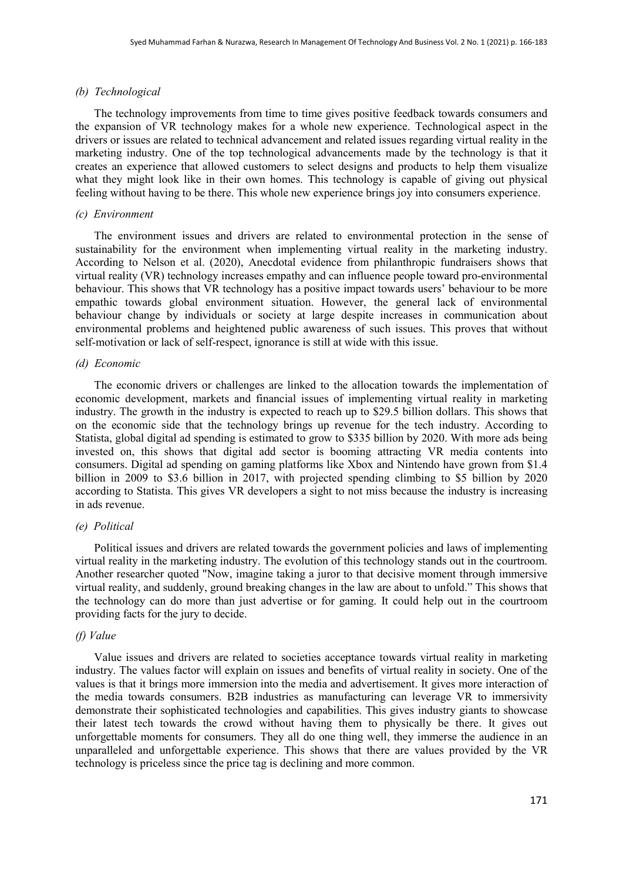*(b) Technological*

The technology improvements from time to time gives positive feedback towards consumers and the expansion of VR technology makes for a whole new experience. Technological aspect in the drivers or issues are related to technical advancement and related issues regarding virtual reality in the marketing industry. One of the top technological advancements made by the technology is that it creates an experience that allowed customers to select designs and products to help them visualize what they might look like in their own homes. This technology is capable of giving out physical feeling without having to be there. This whole new experience brings joy into consumers experience.

*(c) Environment*

The environment issues and drivers are related to environmental protection in the sense of sustainability for the environment when implementing virtual reality in the marketing industry. According to Nelson et al. (2020), Anecdotal evidence from philanthropic fundraisers shows that virtual reality (VR) technology increases empathy and can influence people toward pro-environmental behaviour. This shows that VR technology has a positive impact towards users' behaviour to be more empathic towards global environment situation. However, the general lack of environmental behaviour change by individuals or society at large despite increases in communication about environmental problems and heightened public awareness of such issues. This proves that without self-motivation or lack of self-respect, ignorance is still at wide with this issue.

*(d) Economic*

The economic drivers or challenges are linked to the allocation towards the implementation of economic development, markets and financial issues of implementing virtual reality in marketing industry. The growth in the industry is expected to reach up to \$29.5 billion dollars. This shows that on the economic side that the technology brings up revenue for the tech industry. According to Statista, global digital ad spending is estimated to grow to \$335 billion by 2020. With more ads being invested on, this shows that digital add sector is booming attracting VR media contents into consumers. Digital ad spending on gaming platforms like Xbox and Nintendo have grown from \$1.4 billion in 2009 to \$3.6 billion in 2017, with projected spending climbing to \$5 billion by 2020 according to Statista. This gives VR developers a sight to not miss because the industry is increasing in ads revenue.

*(e) Political*

Political issues and drivers are related towards the government policies and laws of implementing virtual reality in the marketing industry. The evolution of this technology stands out in the courtroom. Another researcher quoted "Now, imagine taking a juror to that decisive moment through immersive virtual reality, and suddenly, ground breaking changes in the law are about to unfold." This shows that the technology can do more than just advertise or for gaming. It could help out in the courtroom providing facts for the jury to decide.

*(f) Value*

Value issues and drivers are related to societies acceptance towards virtual reality in marketing industry. The values factor will explain on issues and benefits of virtual reality in society. One of the values is that it brings more immersion into the media and advertisement. It gives more interaction of the media towards consumers. B2B industries as manufacturing can leverage VR to immersivity demonstrate their sophisticated technologies and capabilities. This gives industry giants to showcase their latest tech towards the crowd without having them to physically be there. It gives out unforgettable moments for consumers. They all do one thing well, they immerse the audience in an unparalleled and unforgettable experience. This shows that there are values provided by the VR technology is priceless since the price tag is declining and more common.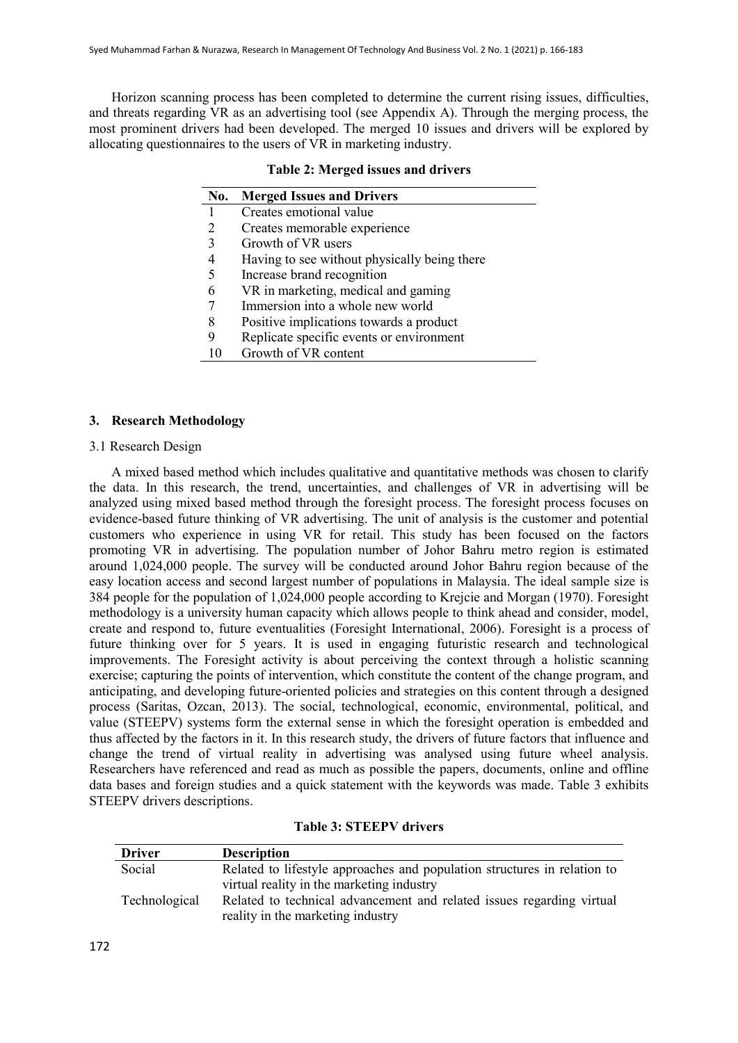Horizon scanning process has been completed to determine the current rising issues, difficulties, and threats regarding VR as an advertising tool (see Appendix A). Through the merging process, the most prominent drivers had been developed. The merged 10 issues and drivers will be explored by allocating questionnaires to the users of VR in marketing industry.

**Table 2: Merged issues and drivers**

| No. | Merged Issues and Drivers |
|---|---|
| 1 | Creates emotional value |
| 2 | Creates memorable experience |
| 3 | Growth of VR users |
| 4 | Having to see without physically being there |
| 5 | Increase brand recognition |
| 6 | VR in marketing, medical and gaming |
| 7 | Immersion into a whole new world |
| 8 | Positive implications towards a product |
| 9 | Replicate specific events or environment |
| 10 | Growth of VR content |

## 3. Research Methodology

### 3.1 Research Design

A mixed based method which includes qualitative and quantitative methods was chosen to clarify the data. In this research, the trend, uncertainties, and challenges of VR in advertising will be analyzed using mixed based method through the foresight process. The foresight process focuses on evidence-based future thinking of VR advertising. The unit of analysis is the customer and potential customers who experience in using VR for retail. This study has been focused on the factors promoting VR in advertising. The population number of Johor Bahru metro region is estimated around 1,024,000 people. The survey will be conducted around Johor Bahru region because of the easy location access and second largest number of populations in Malaysia. The ideal sample size is 384 people for the population of 1,024,000 people according to Krejcie and Morgan (1970). Foresight methodology is a university human capacity which allows people to think ahead and consider, model, create and respond to, future eventualities (Foresight International, 2006). Foresight is a process of future thinking over for 5 years. It is used in engaging futuristic research and technological improvements. The Foresight activity is about perceiving the context through a holistic scanning exercise; capturing the points of intervention, which constitute the content of the change program, and anticipating, and developing future-oriented policies and strategies on this content through a designed process (Saritas, Ozcan, 2013). The social, technological, economic, environmental, political, and value (STEEPV) systems form the external sense in which the foresight operation is embedded and thus affected by the factors in it. In this research study, the drivers of future factors that influence and change the trend of virtual reality in advertising was analysed using future wheel analysis. Researchers have referenced and read as much as possible the papers, documents, online and offline data bases and foreign studies and a quick statement with the keywords was made. Table 3 exhibits STEEPV drivers descriptions.

**Table 3: STEEPV drivers**

| Driver | Description |
|---|---|
| Social | Related to lifestyle approaches and population structures in relation to virtual reality in the marketing industry |
| Technological | Related to technical advancement and related issues regarding virtual reality in the marketing industry |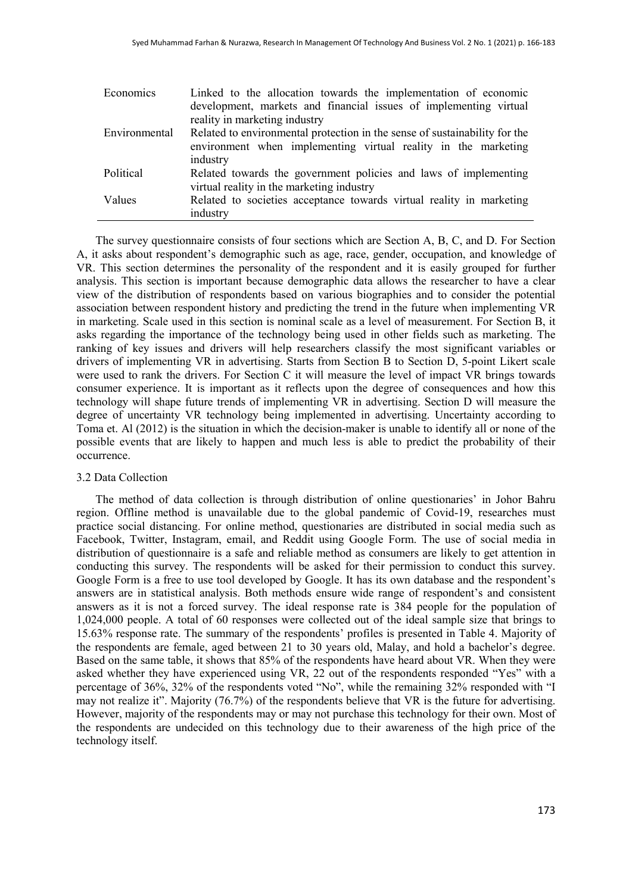| | |
|---|---|
| Economics | Linked to the allocation towards the implementation of economic development, markets and financial issues of implementing virtual reality in marketing industry |
| Environmental | Related to environmental protection in the sense of sustainability for the environment when implementing virtual reality in the marketing industry |
| Political | Related towards the government policies and laws of implementing virtual reality in the marketing industry |
| Values | Related to societies acceptance towards virtual reality in marketing industry |

The survey questionnaire consists of four sections which are Section A, B, C, and D. For Section A, it asks about respondent's demographic such as age, race, gender, occupation, and knowledge of VR. This section determines the personality of the respondent and it is easily grouped for further analysis. This section is important because demographic data allows the researcher to have a clear view of the distribution of respondents based on various biographies and to consider the potential association between respondent history and predicting the trend in the future when implementing VR in marketing. Scale used in this section is nominal scale as a level of measurement. For Section B, it asks regarding the importance of the technology being used in other fields such as marketing. The ranking of key issues and drivers will help researchers classify the most significant variables or drivers of implementing VR in advertising. Starts from Section B to Section D, 5-point Likert scale were used to rank the drivers. For Section C it will measure the level of impact VR brings towards consumer experience. It is important as it reflects upon the degree of consequences and how this technology will shape future trends of implementing VR in advertising. Section D will measure the degree of uncertainty VR technology being implemented in advertising. Uncertainty according to Toma et. Al (2012) is the situation in which the decision-maker is unable to identify all or none of the possible events that are likely to happen and much less is able to predict the probability of their occurrence.

### 3.2 Data Collection

The method of data collection is through distribution of online questionaries' in Johor Bahru region. Offline method is unavailable due to the global pandemic of Covid-19, researches must practice social distancing. For online method, questionaries are distributed in social media such as Facebook, Twitter, Instagram, email, and Reddit using Google Form. The use of social media in distribution of questionnaire is a safe and reliable method as consumers are likely to get attention in conducting this survey. The respondents will be asked for their permission to conduct this survey. Google Form is a free to use tool developed by Google. It has its own database and the respondent's answers are in statistical analysis. Both methods ensure wide range of respondent's and consistent answers as it is not a forced survey. The ideal response rate is 384 people for the population of 1,024,000 people. A total of 60 responses were collected out of the ideal sample size that brings to 15.63% response rate. The summary of the respondents' profiles is presented in Table 4. Majority of the respondents are female, aged between 21 to 30 years old, Malay, and hold a bachelor's degree. Based on the same table, it shows that 85% of the respondents have heard about VR. When they were asked whether they have experienced using VR, 22 out of the respondents responded "Yes" with a percentage of 36%, 32% of the respondents voted "No", while the remaining 32% responded with "I may not realize it". Majority (76.7%) of the respondents believe that VR is the future for advertising. However, majority of the respondents may or may not purchase this technology for their own. Most of the respondents are undecided on this technology due to their awareness of the high price of the technology itself.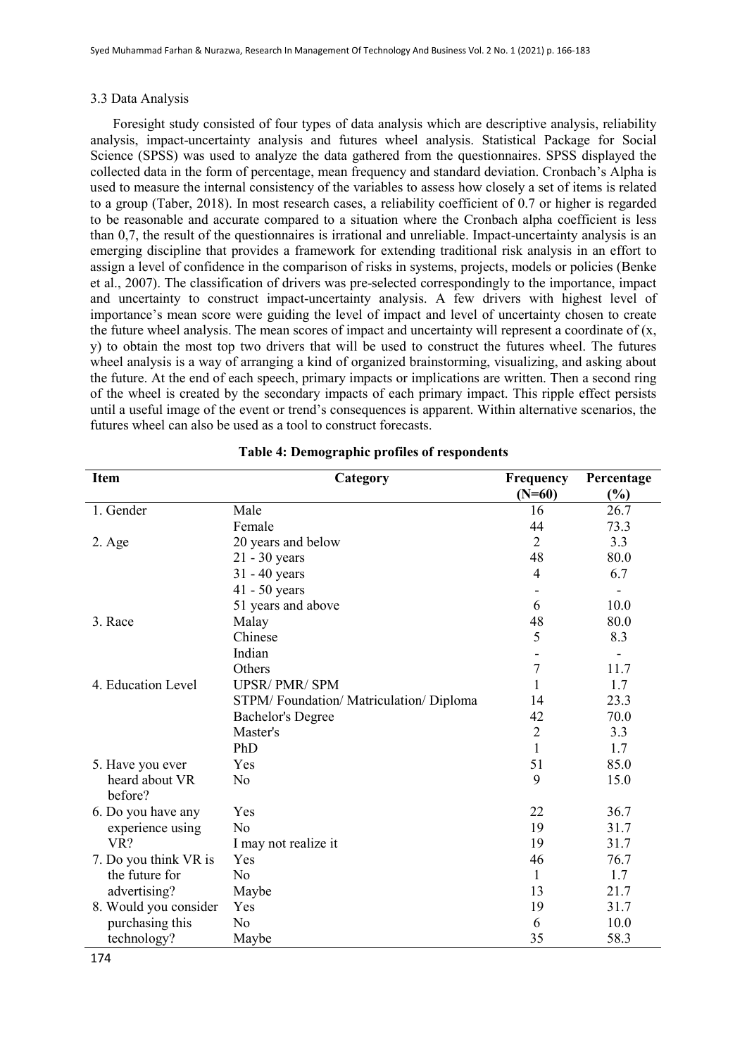### 3.3 Data Analysis

Foresight study consisted of four types of data analysis which are descriptive analysis, reliability analysis, impact-uncertainty analysis and futures wheel analysis. Statistical Package for Social Science (SPSS) was used to analyze the data gathered from the questionnaires. SPSS displayed the collected data in the form of percentage, mean frequency and standard deviation. Cronbach's Alpha is used to measure the internal consistency of the variables to assess how closely a set of items is related to a group (Taber, 2018). In most research cases, a reliability coefficient of 0.7 or higher is regarded to be reasonable and accurate compared to a situation where the Cronbach alpha coefficient is less than 0,7, the result of the questionnaires is irrational and unreliable. Impact-uncertainty analysis is an emerging discipline that provides a framework for extending traditional risk analysis in an effort to assign a level of confidence in the comparison of risks in systems, projects, models or policies (Benke et al., 2007). The classification of drivers was pre-selected correspondingly to the importance, impact and uncertainty to construct impact-uncertainty analysis. A few drivers with highest level of importance's mean score were guiding the level of impact and level of uncertainty chosen to create the future wheel analysis. The mean scores of impact and uncertainty will represent a coordinate of (x, y) to obtain the most top two drivers that will be used to construct the futures wheel. The futures wheel analysis is a way of arranging a kind of organized brainstorming, visualizing, and asking about the future. At the end of each speech, primary impacts or implications are written. Then a second ring of the wheel is created by the secondary impacts of each primary impact. This ripple effect persists until a useful image of the event or trend's consequences is apparent. Within alternative scenarios, the futures wheel can also be used as a tool to construct forecasts.

**Table 4: Demographic profiles of respondents**

| Item | Category | Frequency (N=60) | Percentage (%) |
|---|---|---|---|
| 1. Gender | Male | 16 | 26.7 |
| | Female | 44 | 73.3 |
| 2. Age | 20 years and below | 2 | 3.3 |
| | 21 - 30 years | 48 | 80.0 |
| | 31 - 40 years | 4 | 6.7 |
| | 41 - 50 years | - | - |
| | 51 years and above | 6 | 10.0 |
| 3. Race | Malay | 48 | 80.0 |
| | Chinese | 5 | 8.3 |
| | Indian | - | - |
| | Others | 7 | 11.7 |
| 4. Education Level | UPSR/ PMR/ SPM | 1 | 1.7 |
| | STPM/ Foundation/ Matriculation/ Diploma | 14 | 23.3 |
| | Bachelor's Degree | 42 | 70.0 |
| | Master's | 2 | 3.3 |
| | PhD | 1 | 1.7 |
| 5. Have you ever heard about VR before? | Yes | 51 | 85.0 |
| | No | 9 | 15.0 |
| 6. Do you have any experience using VR? | Yes | 22 | 36.7 |
| | No | 19 | 31.7 |
| | I may not realize it | 19 | 31.7 |
| 7. Do you think VR is the future for advertising? | Yes | 46 | 76.7 |
| | No | 1 | 1.7 |
| | Maybe | 13 | 21.7 |
| 8. Would you consider purchasing this technology? | Yes | 19 | 31.7 |
| | No | 6 | 10.0 |
| | Maybe | 35 | 58.3 |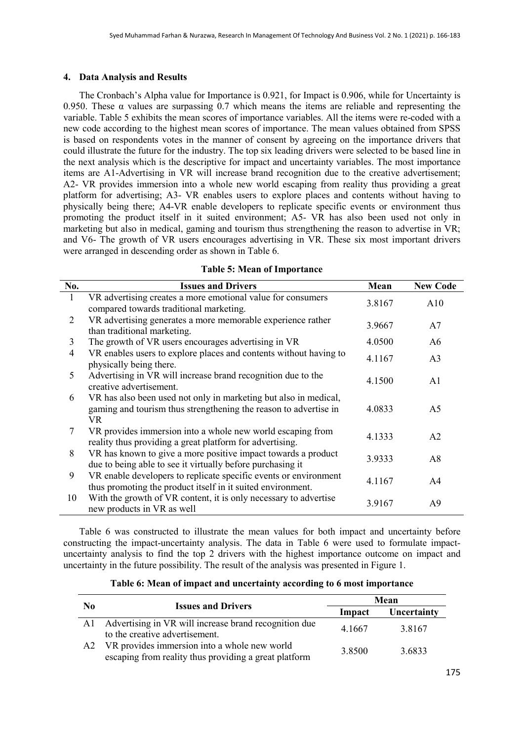## 4. Data Analysis and Results

The Cronbach's Alpha value for Importance is 0.921, for Impact is 0.906, while for Uncertainty is 0.950. These α values are surpassing 0.7 which means the items are reliable and representing the variable. Table 5 exhibits the mean scores of importance variables. All the items were re-coded with a new code according to the highest mean scores of importance. The mean values obtained from SPSS is based on respondents votes in the manner of consent by agreeing on the importance drivers that could illustrate the future for the industry. The top six leading drivers were selected to be based line in the next analysis which is the descriptive for impact and uncertainty variables. The most importance items are A1-Advertising in VR will increase brand recognition due to the creative advertisement; A2- VR provides immersion into a whole new world escaping from reality thus providing a great platform for advertising; A3- VR enables users to explore places and contents without having to physically being there; A4-VR enable developers to replicate specific events or environment thus promoting the product itself in it suited environment; A5- VR has also been used not only in marketing but also in medical, gaming and tourism thus strengthening the reason to advertise in VR; and V6- The growth of VR users encourages advertising in VR. These six most important drivers were arranged in descending order as shown in Table 6.

**Table 5: Mean of Importance**

| No. | Issues and Drivers | Mean | New Code |
|---|---|---|---|
| 1 | VR advertising creates a more emotional value for consumers compared towards traditional marketing. | 3.8167 | A10 |
| 2 | VR advertising generates a more memorable experience rather than traditional marketing. | 3.9667 | A7 |
| 3 | The growth of VR users encourages advertising in VR | 4.0500 | A6 |
| 4 | VR enables users to explore places and contents without having to physically being there. | 4.1167 | A3 |
| 5 | Advertising in VR will increase brand recognition due to the creative advertisement. | 4.1500 | A1 |
| 6 | VR has also been used not only in marketing but also in medical, gaming and tourism thus strengthening the reason to advertise in VR | 4.0833 | A5 |
| 7 | VR provides immersion into a whole new world escaping from reality thus providing a great platform for advertising. | 4.1333 | A2 |
| 8 | VR has known to give a more positive impact towards a product due to being able to see it virtually before purchasing it | 3.9333 | A8 |
| 9 | VR enable developers to replicate specific events or environment thus promoting the product itself in it suited environment. | 4.1167 | A4 |
| 10 | With the growth of VR content, it is only necessary to advertise new products in VR as well | 3.9167 | A9 |

Table 6 was constructed to illustrate the mean values for both impact and uncertainty before constructing the impact-uncertainty analysis. The data in Table 6 were used to formulate impact-uncertainty analysis to find the top 2 drivers with the highest importance outcome on impact and uncertainty in the future possibility. The result of the analysis was presented in Figure 1.

**Table 6: Mean of impact and uncertainty according to 6 most importance**

| No | Issues and Drivers | Mean | |
|---|---|---|---|
| | | Impact | Uncertainty |
| A1 | Advertising in VR will increase brand recognition due to the creative advertisement. | 4.1667 | 3.8167 |
| A2 | VR provides immersion into a whole new world escaping from reality thus providing a great platform | 3.8500 | 3.6833 |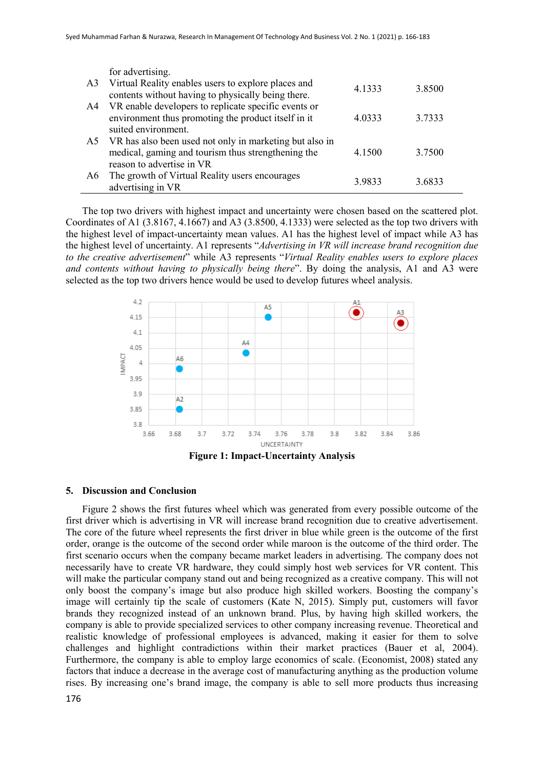| | | | |
|---|---|---|---|
| | for advertising. | | |
| A3 | Virtual Reality enables users to explore places and contents without having to physically being there. | 4.1333 | 3.8500 |
| A4 | VR enable developers to replicate specific events or environment thus promoting the product itself in it suited environment. | 4.0333 | 3.7333 |
| A5 | VR has also been used not only in marketing but also in medical, gaming and tourism thus strengthening the reason to advertise in VR | 4.1500 | 3.7500 |
| A6 | The growth of Virtual Reality users encourages advertising in VR | 3.9833 | 3.6833 |

The top two drivers with highest impact and uncertainty were chosen based on the scattered plot. Coordinates of A1 (3.8167, 4.1667) and A3 (3.8500, 4.1333) were selected as the top two drivers with the highest level of impact-uncertainty mean values. A1 has the highest level of impact while A3 has the highest level of uncertainty. A1 represents "*Advertising in VR will increase brand recognition due to the creative advertisement*" while A3 represents "*Virtual Reality enables users to explore places and contents without having to physically being there*". By doing the analysis, A1 and A3 were selected as the top two drivers hence would be used to develop futures wheel analysis.

**Figure 1: Impact-Uncertainty Analysis**

## 5. Discussion and Conclusion

Figure 2 shows the first futures wheel which was generated from every possible outcome of the first driver which is advertising in VR will increase brand recognition due to creative advertisement. The core of the future wheel represents the first driver in blue while green is the outcome of the first order, orange is the outcome of the second order while maroon is the outcome of the third order. The first scenario occurs when the company became market leaders in advertising. The company does not necessarily have to create VR hardware, they could simply host web services for VR content. This will make the particular company stand out and being recognized as a creative company. This will not only boost the company's image but also produce high skilled workers. Boosting the company's image will certainly tip the scale of customers (Kate N, 2015). Simply put, customers will favor brands they recognized instead of an unknown brand. Plus, by having high skilled workers, the company is able to provide specialized services to other company increasing revenue. Theoretical and realistic knowledge of professional employees is advanced, making it easier for them to solve challenges and highlight contradictions within their market practices (Bauer et al, 2004). Furthermore, the company is able to employ large economics of scale. (Economist, 2008) stated any factors that induce a decrease in the average cost of manufacturing anything as the production volume rises. By increasing one's brand image, the company is able to sell more products thus increasing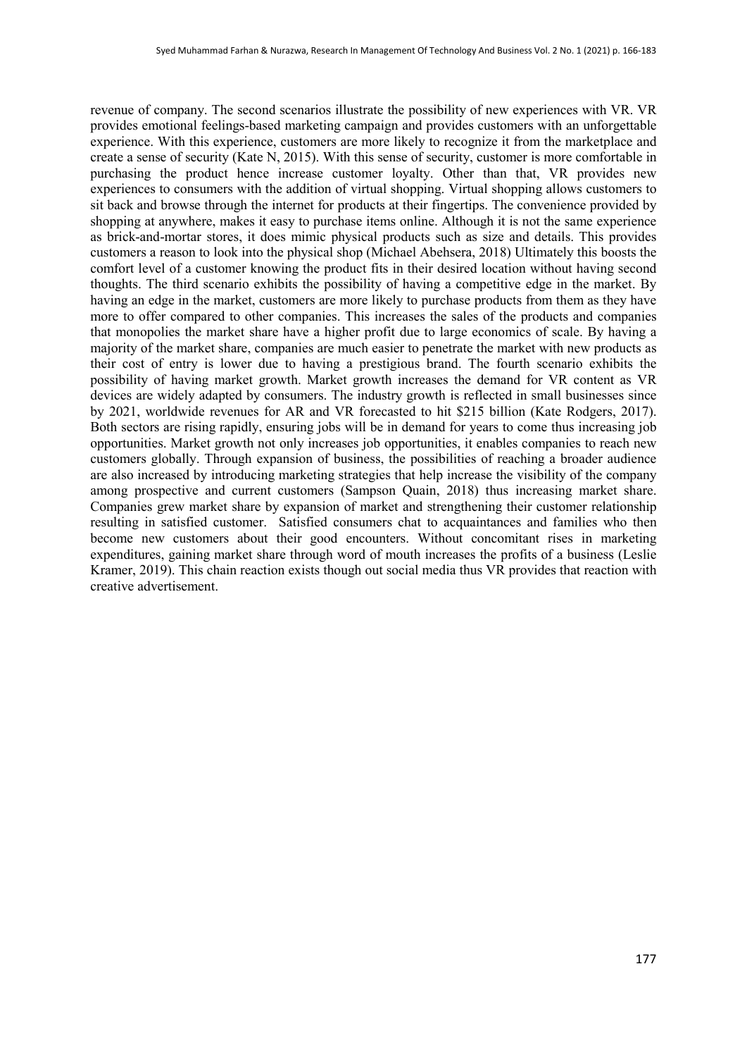revenue of company. The second scenarios illustrate the possibility of new experiences with VR. VR provides emotional feelings-based marketing campaign and provides customers with an unforgettable experience. With this experience, customers are more likely to recognize it from the marketplace and create a sense of security (Kate N, 2015). With this sense of security, customer is more comfortable in purchasing the product hence increase customer loyalty. Other than that, VR provides new experiences to consumers with the addition of virtual shopping. Virtual shopping allows customers to sit back and browse through the internet for products at their fingertips. The convenience provided by shopping at anywhere, makes it easy to purchase items online. Although it is not the same experience as brick-and-mortar stores, it does mimic physical products such as size and details. This provides customers a reason to look into the physical shop (Michael Abehsera, 2018) Ultimately this boosts the comfort level of a customer knowing the product fits in their desired location without having second thoughts. The third scenario exhibits the possibility of having a competitive edge in the market. By having an edge in the market, customers are more likely to purchase products from them as they have more to offer compared to other companies. This increases the sales of the products and companies that monopolies the market share have a higher profit due to large economics of scale. By having a majority of the market share, companies are much easier to penetrate the market with new products as their cost of entry is lower due to having a prestigious brand. The fourth scenario exhibits the possibility of having market growth. Market growth increases the demand for VR content as VR devices are widely adapted by consumers. The industry growth is reflected in small businesses since by 2021, worldwide revenues for AR and VR forecasted to hit $215 billion (Kate Rodgers, 2017). Both sectors are rising rapidly, ensuring jobs will be in demand for years to come thus increasing job opportunities. Market growth not only increases job opportunities, it enables companies to reach new customers globally. Through expansion of business, the possibilities of reaching a broader audience are also increased by introducing marketing strategies that help increase the visibility of the company among prospective and current customers (Sampson Quain, 2018) thus increasing market share. Companies grew market share by expansion of market and strengthening their customer relationship resulting in satisfied customer. Satisfied consumers chat to acquaintances and families who then become new customers about their good encounters. Without concomitant rises in marketing expenditures, gaining market share through word of mouth increases the profits of a business (Leslie Kramer, 2019). This chain reaction exists though out social media thus VR provides that reaction with creative advertisement.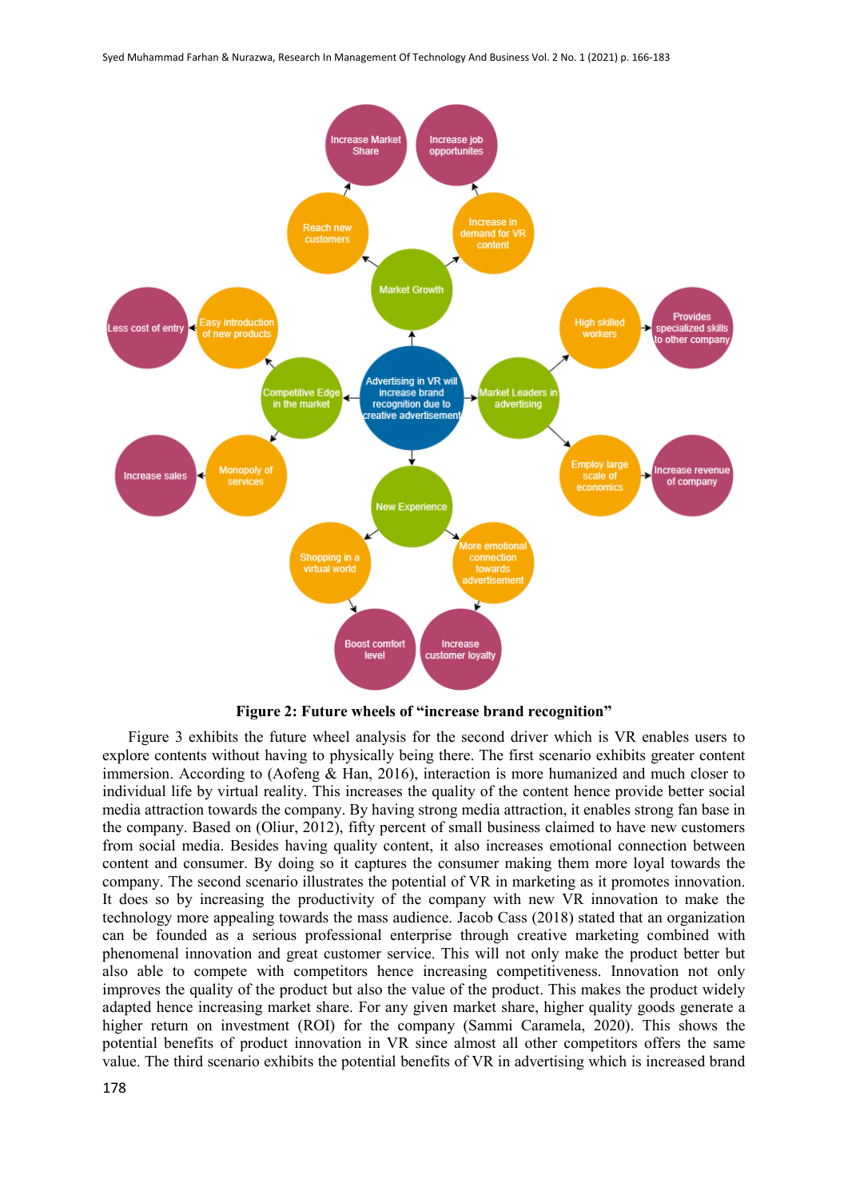**Figure 2: Future wheels of "increase brand recognition"**

Figure 3 exhibits the future wheel analysis for the second driver which is VR enables users to explore contents without having to physically being there. The first scenario exhibits greater content immersion. According to (Aofeng & Han, 2016), interaction is more humanized and much closer to individual life by virtual reality. This increases the quality of the content hence provide better social media attraction towards the company. By having strong media attraction, it enables strong fan base in the company. Based on (Oliur, 2012), fifty percent of small business claimed to have new customers from social media. Besides having quality content, it also increases emotional connection between content and consumer. By doing so it captures the consumer making them more loyal towards the company. The second scenario illustrates the potential of VR in marketing as it promotes innovation. It does so by increasing the productivity of the company with new VR innovation to make the technology more appealing towards the mass audience. Jacob Cass (2018) stated that an organization can be founded as a serious professional enterprise through creative marketing combined with phenomenal innovation and great customer service. This will not only make the product better but also able to compete with competitors hence increasing competitiveness. Innovation not only improves the quality of the product but also the value of the product. This makes the product widely adapted hence increasing market share. For any given market share, higher quality goods generate a higher return on investment (ROI) for the company (Sammi Caramela, 2020). This shows the potential benefits of product innovation in VR since almost all other competitors offers the same value. The third scenario exhibits the potential benefits of VR in advertising which is increased brand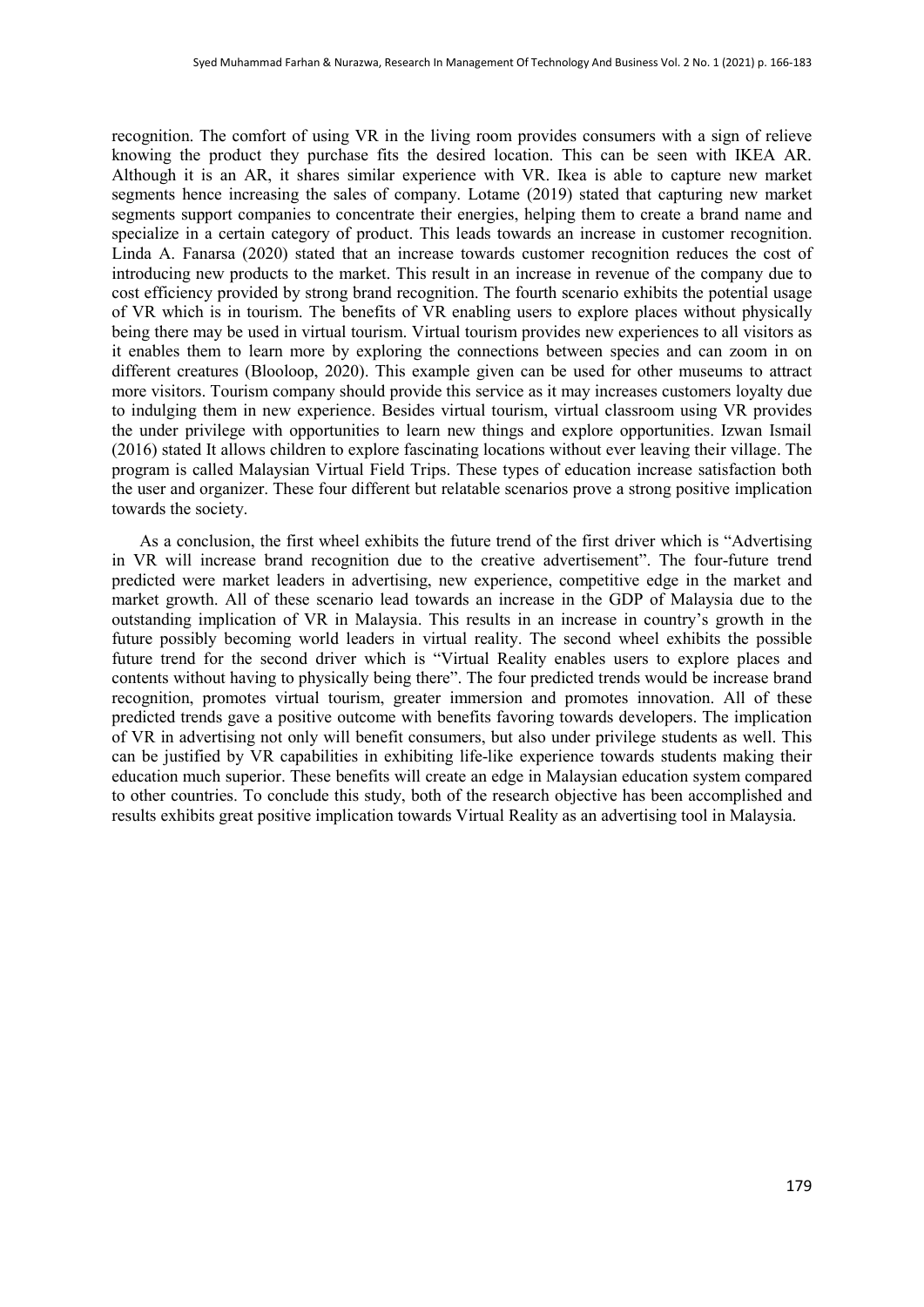recognition. The comfort of using VR in the living room provides consumers with a sign of relieve knowing the product they purchase fits the desired location. This can be seen with IKEA AR. Although it is an AR, it shares similar experience with VR. Ikea is able to capture new market segments hence increasing the sales of company. Lotame (2019) stated that capturing new market segments support companies to concentrate their energies, helping them to create a brand name and specialize in a certain category of product. This leads towards an increase in customer recognition. Linda A. Fanarsa (2020) stated that an increase towards customer recognition reduces the cost of introducing new products to the market. This result in an increase in revenue of the company due to cost efficiency provided by strong brand recognition. The fourth scenario exhibits the potential usage of VR which is in tourism. The benefits of VR enabling users to explore places without physically being there may be used in virtual tourism. Virtual tourism provides new experiences to all visitors as it enables them to learn more by exploring the connections between species and can zoom in on different creatures (Blooloop, 2020). This example given can be used for other museums to attract more visitors. Tourism company should provide this service as it may increases customers loyalty due to indulging them in new experience. Besides virtual tourism, virtual classroom using VR provides the under privilege with opportunities to learn new things and explore opportunities. Izwan Ismail (2016) stated It allows children to explore fascinating locations without ever leaving their village. The program is called Malaysian Virtual Field Trips. These types of education increase satisfaction both the user and organizer. These four different but relatable scenarios prove a strong positive implication towards the society.

As a conclusion, the first wheel exhibits the future trend of the first driver which is "Advertising in VR will increase brand recognition due to the creative advertisement". The four-future trend predicted were market leaders in advertising, new experience, competitive edge in the market and market growth. All of these scenario lead towards an increase in the GDP of Malaysia due to the outstanding implication of VR in Malaysia. This results in an increase in country's growth in the future possibly becoming world leaders in virtual reality. The second wheel exhibits the possible future trend for the second driver which is "Virtual Reality enables users to explore places and contents without having to physically being there". The four predicted trends would be increase brand recognition, promotes virtual tourism, greater immersion and promotes innovation. All of these predicted trends gave a positive outcome with benefits favoring towards developers. The implication of VR in advertising not only will benefit consumers, but also under privilege students as well. This can be justified by VR capabilities in exhibiting life-like experience towards students making their education much superior. These benefits will create an edge in Malaysian education system compared to other countries. To conclude this study, both of the research objective has been accomplished and results exhibits great positive implication towards Virtual Reality as an advertising tool in Malaysia.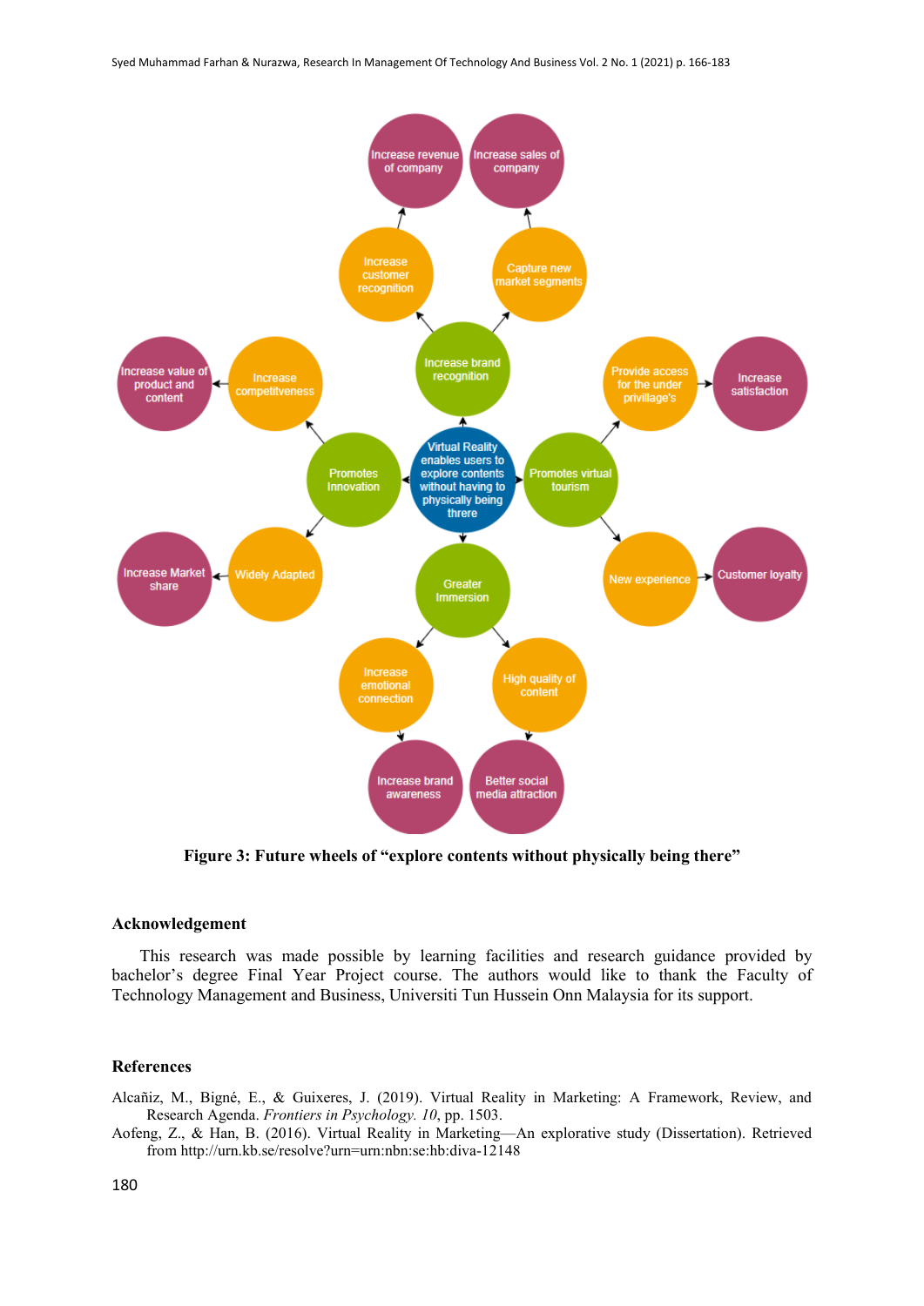Figure 3: Future wheels of "explore contents without physically being there"

## Acknowledgement

This research was made possible by learning facilities and research guidance provided by bachelor's degree Final Year Project course. The authors would like to thank the Faculty of Technology Management and Business, Universiti Tun Hussein Onn Malaysia for its support.

## References

Alcañiz, M., Bigné, E., & Guixeres, J. (2019). Virtual Reality in Marketing: A Framework, Review, and Research Agenda. *Frontiers in Psychology. 10*, pp. 1503.

Aofeng, Z., & Han, B. (2016). Virtual Reality in Marketing—An explorative study (Dissertation). Retrieved from http://urn.kb.se/resolve?urn=urn:nbn:se:hb:diva-12148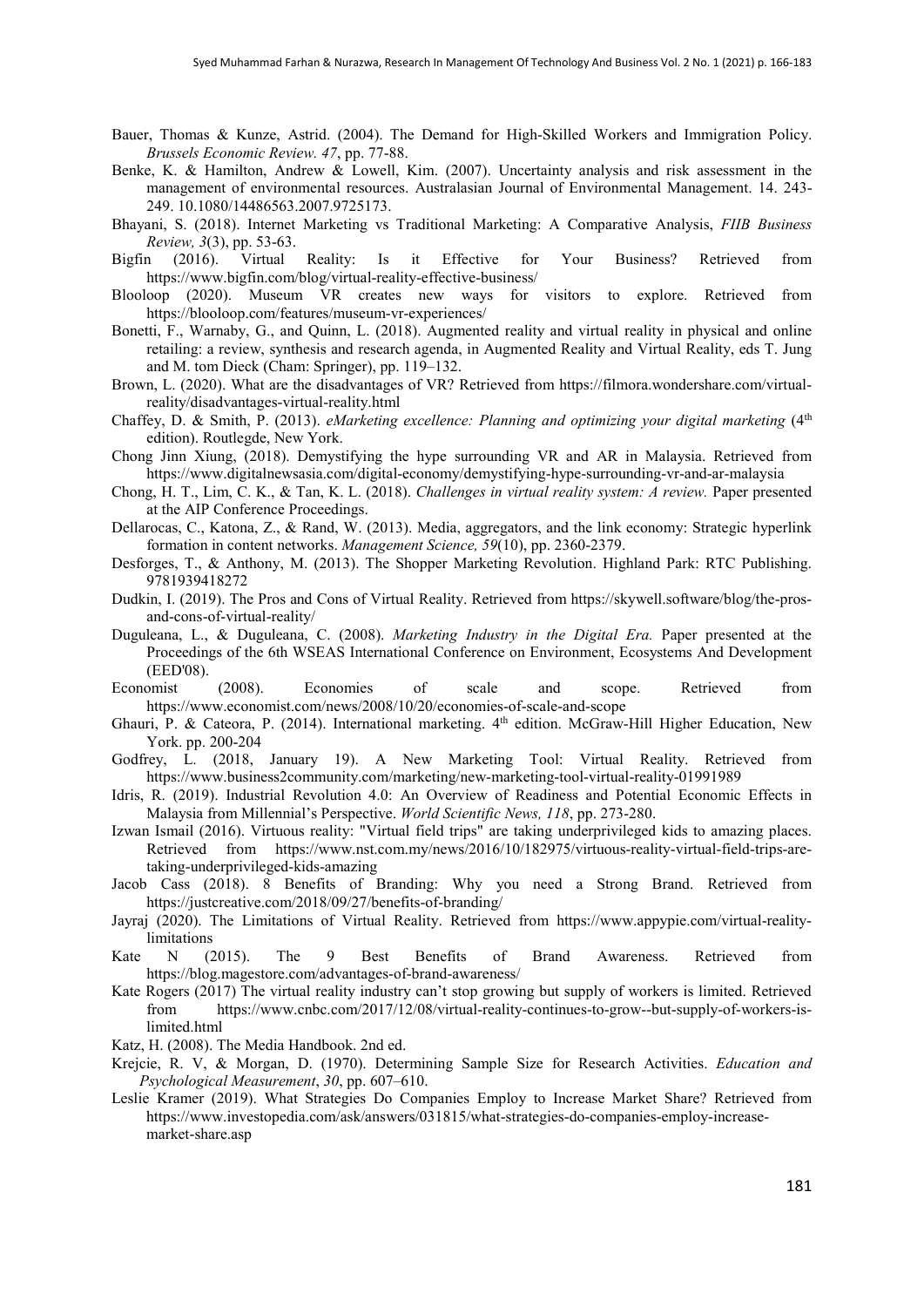Bauer, Thomas & Kunze, Astrid. (2004). The Demand for High-Skilled Workers and Immigration Policy. *Brussels Economic Review. 47*, pp. 77-88.

Benke, K. & Hamilton, Andrew & Lowell, Kim. (2007). Uncertainty analysis and risk assessment in the management of environmental resources. Australasian Journal of Environmental Management. 14. 243-249. 10.1080/14486563.2007.9725173.

Bhayani, S. (2018). Internet Marketing vs Traditional Marketing: A Comparative Analysis, *FIIB Business Review, 3*(3), pp. 53-63.

Bigfin (2016). Virtual Reality: Is it Effective for Your Business? Retrieved from https://www.bigfin.com/blog/virtual-reality-effective-business/

Blooloop (2020). Museum VR creates new ways for visitors to explore. Retrieved from https://blooloop.com/features/museum-vr-experiences/

Bonetti, F., Warnaby, G., and Quinn, L. (2018). Augmented reality and virtual reality in physical and online retailing: a review, synthesis and research agenda, in Augmented Reality and Virtual Reality, eds T. Jung and M. tom Dieck (Cham: Springer), pp. 119–132.

Brown, L. (2020). What are the disadvantages of VR? Retrieved from https://filmora.wondershare.com/virtual-reality/disadvantages-virtual-reality.html

Chaffey, D. & Smith, P. (2013). *eMarketing excellence: Planning and optimizing your digital marketing* (4th edition). Routlegde, New York.

Chong Jinn Xiung, (2018). Demystifying the hype surrounding VR and AR in Malaysia. Retrieved from https://www.digitalnewsasia.com/digital-economy/demystifying-hype-surrounding-vr-and-ar-malaysia

Chong, H. T., Lim, C. K., & Tan, K. L. (2018). *Challenges in virtual reality system: A review.* Paper presented at the AIP Conference Proceedings.

Dellarocas, C., Katona, Z., & Rand, W. (2013). Media, aggregators, and the link economy: Strategic hyperlink formation in content networks. *Management Science, 59*(10), pp. 2360-2379.

Desforges, T., & Anthony, M. (2013). The Shopper Marketing Revolution. Highland Park: RTC Publishing. 9781939418272

Dudkin, I. (2019). The Pros and Cons of Virtual Reality. Retrieved from https://skywell.software/blog/the-pros-and-cons-of-virtual-reality/

Duguleana, L., & Duguleana, C. (2008). *Marketing Industry in the Digital Era.* Paper presented at the Proceedings of the 6th WSEAS International Conference on Environment, Ecosystems And Development (EED'08).

Economist (2008). Economies of scale and scope. Retrieved from https://www.economist.com/news/2008/10/20/economies-of-scale-and-scope

Ghauri, P. & Cateora, P. (2014). International marketing. 4th edition. McGraw-Hill Higher Education, New York. pp. 200-204

Godfrey, L. (2018, January 19). A New Marketing Tool: Virtual Reality. Retrieved from https://www.business2community.com/marketing/new-marketing-tool-virtual-reality-01991989

Idris, R. (2019). Industrial Revolution 4.0: An Overview of Readiness and Potential Economic Effects in Malaysia from Millennial's Perspective. *World Scientific News, 118*, pp. 273-280.

Izwan Ismail (2016). Virtuous reality: "Virtual field trips" are taking underprivileged kids to amazing places. Retrieved from https://www.nst.com.my/news/2016/10/182975/virtuous-reality-virtual-field-trips-are-taking-underprivileged-kids-amazing

Jacob Cass (2018). 8 Benefits of Branding: Why you need a Strong Brand. Retrieved from https://justcreative.com/2018/09/27/benefits-of-branding/

Jayraj (2020). The Limitations of Virtual Reality. Retrieved from https://www.appypie.com/virtual-reality-limitations

Kate N (2015). The 9 Best Benefits of Brand Awareness. Retrieved from https://blog.magestore.com/advantages-of-brand-awareness/

Kate Rogers (2017) The virtual reality industry can't stop growing but supply of workers is limited. Retrieved from https://www.cnbc.com/2017/12/08/virtual-reality-continues-to-grow--but-supply-of-workers-is-limited.html

Katz, H. (2008). The Media Handbook. 2nd ed.

Krejcie, R. V, & Morgan, D. (1970). Determining Sample Size for Research Activities. *Education and Psychological Measurement*, *30*, pp. 607–610.

Leslie Kramer (2019). What Strategies Do Companies Employ to Increase Market Share? Retrieved from https://www.investopedia.com/ask/answers/031815/what-strategies-do-companies-employ-increase-market-share.asp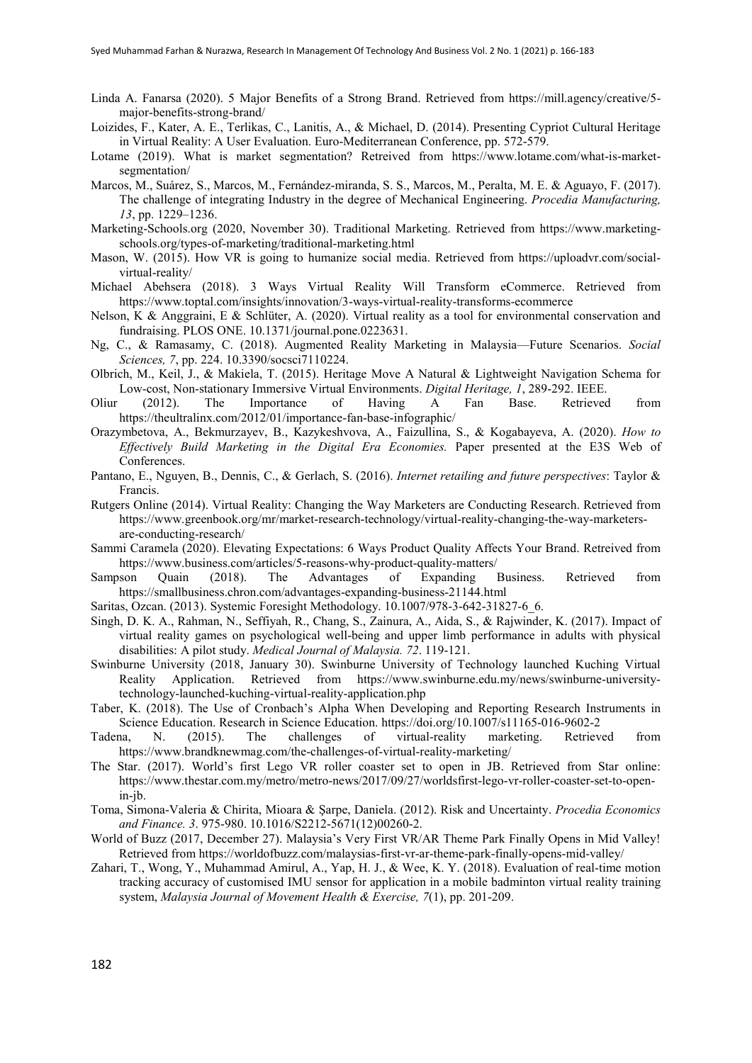Linda A. Fanarsa (2020). 5 Major Benefits of a Strong Brand. Retrieved from https://mill.agency/creative/5-major-benefits-strong-brand/

Loizides, F., Kater, A. E., Terlikas, C., Lanitis, A., & Michael, D. (2014). Presenting Cypriot Cultural Heritage in Virtual Reality: A User Evaluation. Euro-Mediterranean Conference, pp. 572-579.

Lotame (2019). What is market segmentation? Retreived from https://www.lotame.com/what-is-market-segmentation/

Marcos, M., Suárez, S., Marcos, M., Fernández-miranda, S. S., Marcos, M., Peralta, M. E. & Aguayo, F. (2017). The challenge of integrating Industry in the degree of Mechanical Engineering. *Procedia Manufacturing, 13*, pp. 1229–1236.

Marketing-Schools.org (2020, November 30). Traditional Marketing. Retrieved from https://www.marketing-schools.org/types-of-marketing/traditional-marketing.html

Mason, W. (2015). How VR is going to humanize social media. Retrieved from https://uploadvr.com/social-virtual-reality/

Michael Abehsera (2018). 3 Ways Virtual Reality Will Transform eCommerce. Retrieved from https://www.toptal.com/insights/innovation/3-ways-virtual-reality-transforms-ecommerce

Nelson, K & Anggraini, E & Schlüter, A. (2020). Virtual reality as a tool for environmental conservation and fundraising. PLOS ONE. 10.1371/journal.pone.0223631.

Ng, C., & Ramasamy, C. (2018). Augmented Reality Marketing in Malaysia—Future Scenarios. *Social Sciences, 7*, pp. 224. 10.3390/socsci7110224.

Olbrich, M., Keil, J., & Makiela, T. (2015). Heritage Move A Natural & Lightweight Navigation Schema for Low-cost, Non-stationary Immersive Virtual Environments. *Digital Heritage, 1*, 289-292. IEEE.

Oliur (2012). The Importance of Having A Fan Base. Retrieved from https://theultralinx.com/2012/01/importance-fan-base-infographic/

Orazymbetova, A., Bekmurzayev, B., Kazykeshvova, A., Faizullina, S., & Kogabayeva, A. (2020). *How to Effectively Build Marketing in the Digital Era Economies.* Paper presented at the E3S Web of Conferences.

Pantano, E., Nguyen, B., Dennis, C., & Gerlach, S. (2016). *Internet retailing and future perspectives*: Taylor & Francis.

Rutgers Online (2014). Virtual Reality: Changing the Way Marketers are Conducting Research. Retrieved from https://www.greenbook.org/mr/market-research-technology/virtual-reality-changing-the-way-marketers-are-conducting-research/

Sammi Caramela (2020). Elevating Expectations: 6 Ways Product Quality Affects Your Brand. Retreived from https://www.business.com/articles/5-reasons-why-product-quality-matters/

Sampson Quain (2018). The Advantages of Expanding Business. Retrieved from https://smallbusiness.chron.com/advantages-expanding-business-21144.html

Saritas, Ozcan. (2013). Systemic Foresight Methodology. 10.1007/978-3-642-31827-6_6.

Singh, D. K. A., Rahman, N., Seffiyah, R., Chang, S., Zainura, A., Aida, S., & Rajwinder, K. (2017). Impact of virtual reality games on psychological well-being and upper limb performance in adults with physical disabilities: A pilot study. *Medical Journal of Malaysia. 72*. 119-121.

Swinburne University (2018, January 30). Swinburne University of Technology launched Kuching Virtual Reality Application. Retrieved from https://www.swinburne.edu.my/news/swinburne-university-technology-launched-kuching-virtual-reality-application.php

Taber, K. (2018). The Use of Cronbach's Alpha When Developing and Reporting Research Instruments in Science Education. Research in Science Education. https://doi.org/10.1007/s11165-016-9602-2

Tadena, N. (2015). The challenges of virtual-reality marketing. Retrieved from https://www.brandknewmag.com/the-challenges-of-virtual-reality-marketing/

The Star. (2017). World's first Lego VR roller coaster set to open in JB. Retrieved from Star online: https://www.thestar.com.my/metro/metro-news/2017/09/27/worldsfirst-lego-vr-roller-coaster-set-to-open-in-jb.

Toma, Simona-Valeria & Chirita, Mioara & Șarpe, Daniela. (2012). Risk and Uncertainty. *Procedia Economics and Finance. 3*. 975-980. 10.1016/S2212-5671(12)00260-2.

World of Buzz (2017, December 27). Malaysia's Very First VR/AR Theme Park Finally Opens in Mid Valley! Retrieved from https://worldofbuzz.com/malaysias-first-vr-ar-theme-park-finally-opens-mid-valley/

Zahari, T., Wong, Y., Muhammad Amirul, A., Yap, H. J., & Wee, K. Y. (2018). Evaluation of real-time motion tracking accuracy of customised IMU sensor for application in a mobile badminton virtual reality training system, *Malaysia Journal of Movement Health & Exercise, 7*(1), pp. 201-209.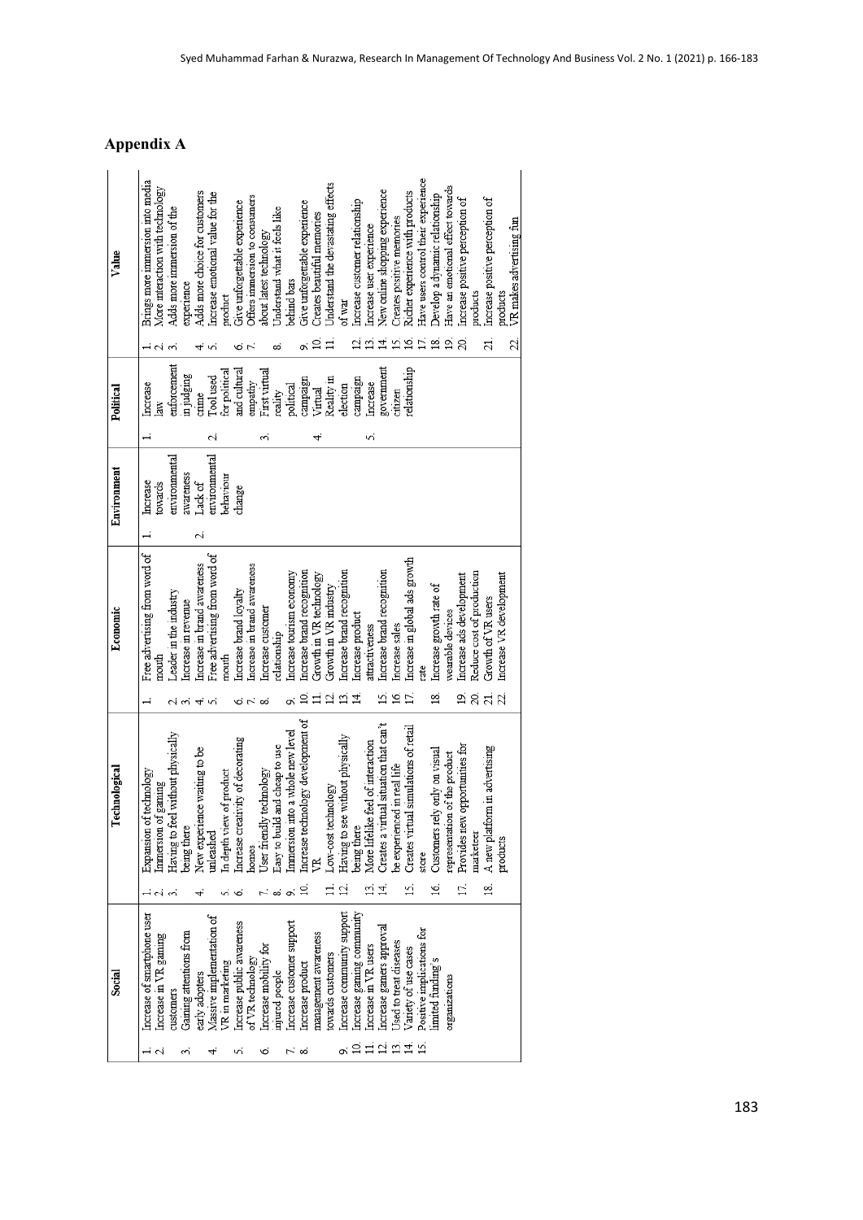## Appendix A

| Social | Technological | Economic | Environment | Political | Value |
|---|---|---|---|---|---|
| 1. Increase of smartphone user<br>2. Increase in VR gaming customers<br>3. Gaining attentions from early adopters<br>4. Massive implementation of VR in marketing<br>5. Increase public awareness of VR technology<br>6. Increase mobility for injured people<br>7. Increase customer support<br>8. Increase product management awareness towards customers<br>9. Increase community support<br>10. Increase gaming community<br>11. Increase in VR users<br>12. Increase gamers approval<br>13. Used to treat diseases<br>14. Variety of use cases<br>15. Positive implications for limited funding's organizations | 1. Expansion of technology<br>2. Immersion of gaming<br>3. Having to feel without physically being there<br>4. New experience waiting to be unleashed<br>5. In depth view of product<br>6. Increase creativity of decorating homes<br>7. User friendly technology<br>8. Easy to build and cheap to use<br>9. Immersion into a whole new level<br>10. Increase technology development of VR<br>11. Low-cost technology<br>12. Having to see without physically being there<br>13. More lifelike feel of interaction<br>14. Creates a virtual situation that can't be experienced in real life<br>15. Creates virtual simulations of retail store<br>16. Customers rely only on visual representation of the product<br>17. Provides new opportunities for marketer<br>18. A new platform in advertising products | 1. Free advertising from word of mouth<br>2. Leader in the industry<br>3. Increase in revenue<br>4. Increase in brand awareness<br>5. Free advertising from word of mouth<br>6. Increase brand loyalty<br>7. Increase in brand awareness<br>8. Increase customer relationship<br>9. Increase tourism economy<br>10. Increase brand recognition<br>11. Growth in VR technology<br>12. Growth in VR industry<br>13. Increase brand recognition<br>14. Increase product attractiveness<br>15. Increase brand recognition<br>16. Increase sales<br>17. Increase in global ads growth rate<br>18. Increase growth rate of wearable devices<br>19. Increase ads development<br>20. Reduce cost of production<br>21. Growth of VR users<br>22. Increase VR development | 1. Increase towards environmental awareness<br>2. Lack of environmental behaviour change | 1. Increase law enforcement in judging crime<br>2. Tool used for political and cultural empathy<br>3. First virtual reality political campaign<br>4. Virtual Reality in election campaign<br>5. Increase government citizen relationship | 1. Brings more immersion into media<br>2. More interaction with technology<br>3. Adds more immersion of the experience<br>4. Adds more choice for customers<br>5. Increase emotional value for the product<br>6. Give unforgettable experience<br>7. Offers immersion to consumers about latest technology<br>8. Understand what it feels like behind bars<br>9. Give unforgettable experience<br>10. Creates beautiful memories<br>11. Understand the devastating effects of war<br>12. Increase customer relationship<br>13. Increase user experience<br>14. New online shopping experience<br>15. Creates positive memories<br>16. Richer experience with products<br>17. Have users control their experience<br>18. Develop a dynamic relationship<br>19. Have an emotional effect towards products<br>20. Increase positive perception of products<br>21. Increase positive perception of products<br>22. VR makes advertising fun |